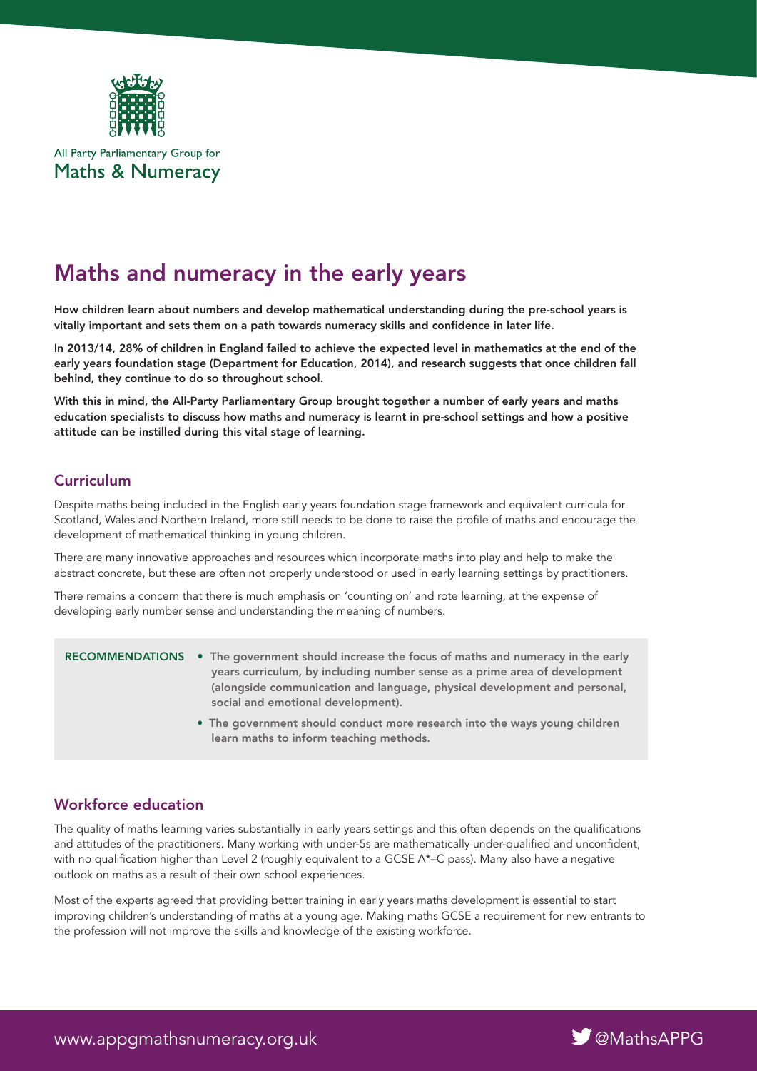All Party Parliamentary Group for
Maths & Numeracy

# Maths and numeracy in the early years

**How children learn about numbers and develop mathematical understanding during the pre-school years is vitally important and sets them on a path towards numeracy skills and confidence in later life.**

**In 2013/14, 28% of children in England failed to achieve the expected level in mathematics at the end of the early years foundation stage (Department for Education, 2014), and research suggests that once children fall behind, they continue to do so throughout school.**

**With this in mind, the All-Party Parliamentary Group brought together a number of early years and maths education specialists to discuss how maths and numeracy is learnt in pre-school settings and how a positive attitude can be instilled during this vital stage of learning.**

## Curriculum

Despite maths being included in the English early years foundation stage framework and equivalent curricula for Scotland, Wales and Northern Ireland, more still needs to be done to raise the profile of maths and encourage the development of mathematical thinking in young children.

There are many innovative approaches and resources which incorporate maths into play and help to make the abstract concrete, but these are often not properly understood or used in early learning settings by practitioners.

There remains a concern that there is much emphasis on 'counting on' and rote learning, at the expense of developing early number sense and understanding the meaning of numbers.

**RECOMMENDATIONS**

- **The government should increase the focus of maths and numeracy in the early years curriculum, by including number sense as a prime area of development (alongside communication and language, physical development and personal, social and emotional development).**
- **The government should conduct more research into the ways young children learn maths to inform teaching methods.**

## Workforce education

The quality of maths learning varies substantially in early years settings and this often depends on the qualifications and attitudes of the practitioners. Many working with under-5s are mathematically under-qualified and unconfident, with no qualification higher than Level 2 (roughly equivalent to a GCSE A*–C pass). Many also have a negative outlook on maths as a result of their own school experiences.

Most of the experts agreed that providing better training in early years maths development is essential to start improving children's understanding of maths at a young age. Making maths GCSE a requirement for new entrants to the profession will not improve the skills and knowledge of the existing workforce.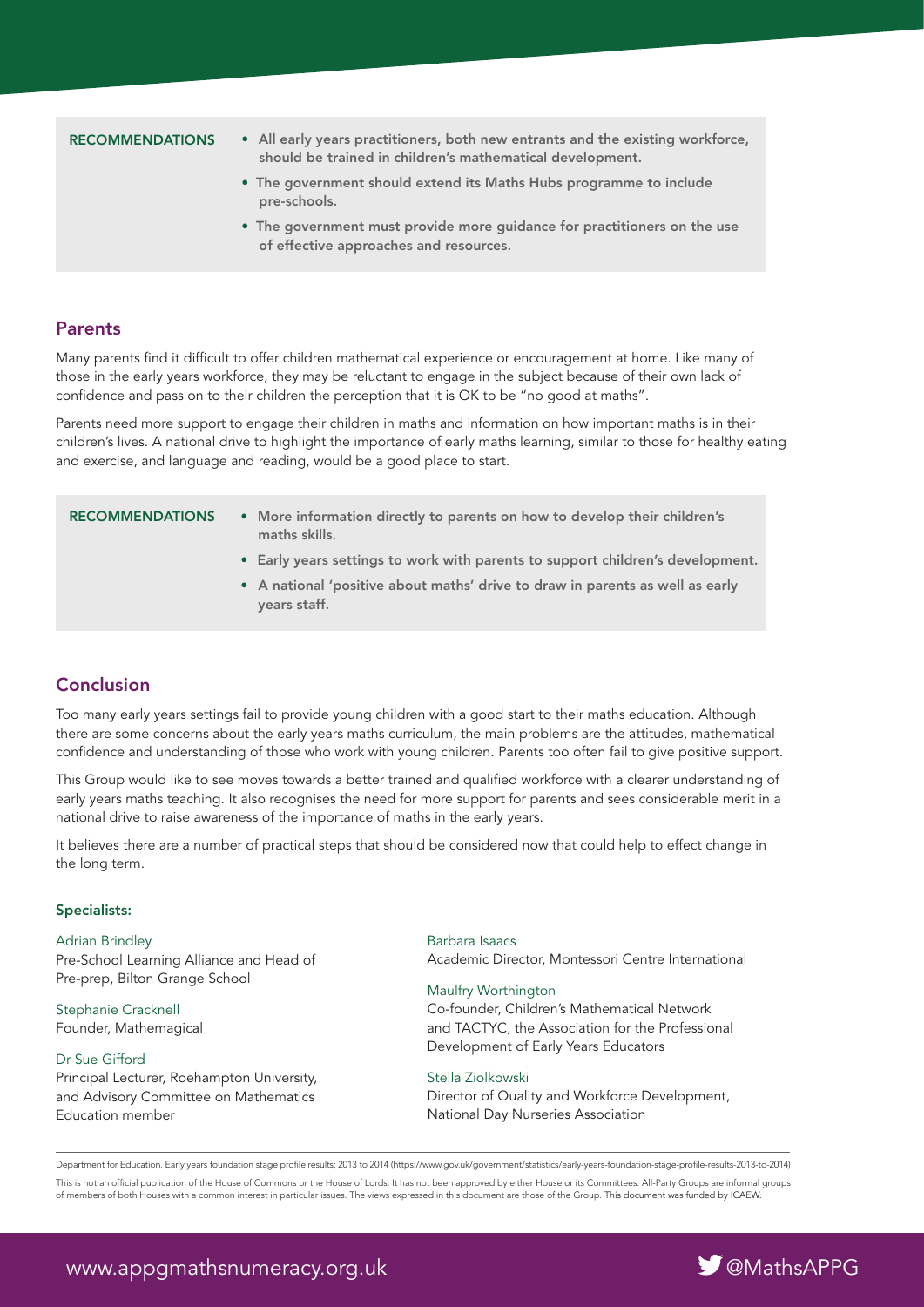**RECOMMENDATIONS**

- **All early years practitioners, both new entrants and the existing workforce, should be trained in children's mathematical development.**
- **The government should extend its Maths Hubs programme to include pre-schools.**
- **The government must provide more guidance for practitioners on the use of effective approaches and resources.**

## Parents

Many parents find it difficult to offer children mathematical experience or encouragement at home. Like many of those in the early years workforce, they may be reluctant to engage in the subject because of their own lack of confidence and pass on to their children the perception that it is OK to be "no good at maths".

Parents need more support to engage their children in maths and information on how important maths is in their children's lives. A national drive to highlight the importance of early maths learning, similar to those for healthy eating and exercise, and language and reading, would be a good place to start.

**RECOMMENDATIONS**

- **More information directly to parents on how to develop their children's maths skills.**
- **Early years settings to work with parents to support children's development.**
- **A national 'positive about maths' drive to draw in parents as well as early years staff.**

## Conclusion

Too many early years settings fail to provide young children with a good start to their maths education. Although there are some concerns about the early years maths curriculum, the main problems are the attitudes, mathematical confidence and understanding of those who work with young children. Parents too often fail to give positive support.

This Group would like to see moves towards a better trained and qualified workforce with a clearer understanding of early years maths teaching. It also recognises the need for more support for parents and sees considerable merit in a national drive to raise awareness of the importance of maths in the early years.

It believes there are a number of practical steps that should be considered now that could help to effect change in the long term.

### Specialists:

Adrian Brindley
Pre-School Learning Alliance and Head of Pre-prep, Bilton Grange School

Stephanie Cracknell
Founder, Mathemagical

Dr Sue Gifford
Principal Lecturer, Roehampton University, and Advisory Committee on Mathematics Education member

Barbara Isaacs
Academic Director, Montessori Centre International

Maulfry Worthington
Co-founder, Children's Mathematical Network and TACTYC, the Association for the Professional Development of Early Years Educators

Stella Ziolkowski
Director of Quality and Workforce Development, National Day Nurseries Association

---

Department for Education. Early years foundation stage profile results; 2013 to 2014 (https://www.gov.uk/government/statistics/early-years-foundation-stage-profile-results-2013-to-2014)

This is not an official publication of the House of Commons or the House of Lords. It has not been approved by either House or its Committees. All-Party Groups are informal groups of members of both Houses with a common interest in particular issues. The views expressed in this document are those of the Group. This document was funded by ICAEW.

www.appgmathsnumeracy.org.uk @MathsAPPG